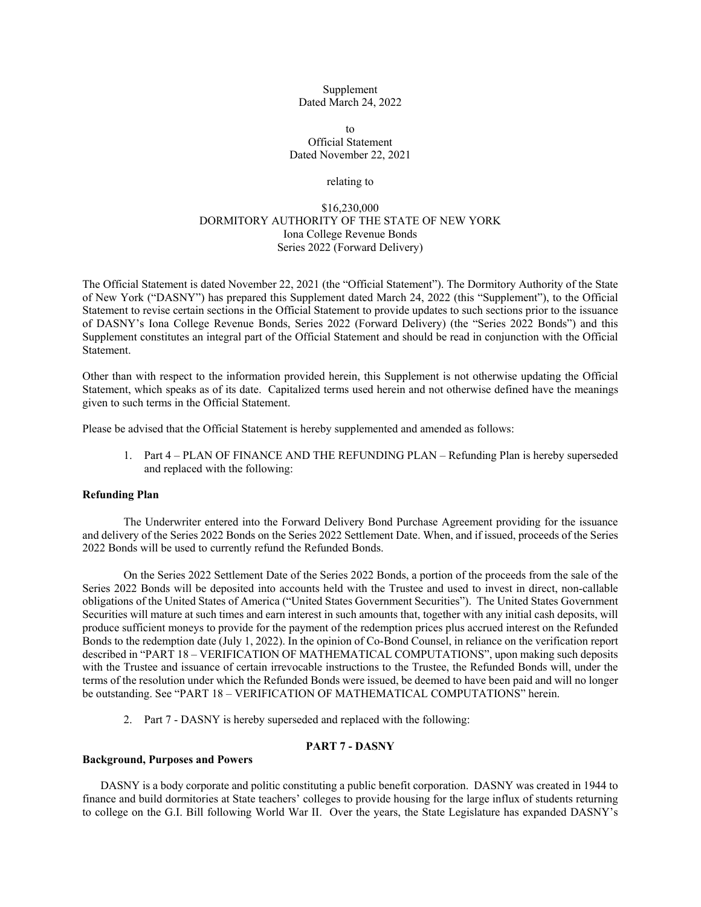Supplement
Dated March 24, 2022

to
Official Statement
Dated November 22, 2021

relating to

$16,230,000
DORMITORY AUTHORITY OF THE STATE OF NEW YORK
Iona College Revenue Bonds
Series 2022 (Forward Delivery)

The Official Statement is dated November 22, 2021 (the "Official Statement"). The Dormitory Authority of the State of New York ("DASNY") has prepared this Supplement dated March 24, 2022 (this "Supplement"), to the Official Statement to revise certain sections in the Official Statement to provide updates to such sections prior to the issuance of DASNY's Iona College Revenue Bonds, Series 2022 (Forward Delivery) (the "Series 2022 Bonds") and this Supplement constitutes an integral part of the Official Statement and should be read in conjunction with the Official Statement.

Other than with respect to the information provided herein, this Supplement is not otherwise updating the Official Statement, which speaks as of its date. Capitalized terms used herein and not otherwise defined have the meanings given to such terms in the Official Statement.

Please be advised that the Official Statement is hereby supplemented and amended as follows:

1. Part 4 – PLAN OF FINANCE AND THE REFUNDING PLAN – Refunding Plan is hereby superseded and replaced with the following:

**Refunding Plan**

The Underwriter entered into the Forward Delivery Bond Purchase Agreement providing for the issuance and delivery of the Series 2022 Bonds on the Series 2022 Settlement Date. When, and if issued, proceeds of the Series 2022 Bonds will be used to currently refund the Refunded Bonds.

On the Series 2022 Settlement Date of the Series 2022 Bonds, a portion of the proceeds from the sale of the Series 2022 Bonds will be deposited into accounts held with the Trustee and used to invest in direct, non-callable obligations of the United States of America ("United States Government Securities"). The United States Government Securities will mature at such times and earn interest in such amounts that, together with any initial cash deposits, will produce sufficient moneys to provide for the payment of the redemption prices plus accrued interest on the Refunded Bonds to the redemption date (July 1, 2022). In the opinion of Co-Bond Counsel, in reliance on the verification report described in "PART 18 – VERIFICATION OF MATHEMATICAL COMPUTATIONS", upon making such deposits with the Trustee and issuance of certain irrevocable instructions to the Trustee, the Refunded Bonds will, under the terms of the resolution under which the Refunded Bonds were issued, be deemed to have been paid and will no longer be outstanding. See "PART 18 – VERIFICATION OF MATHEMATICAL COMPUTATIONS" herein.

2. Part 7 - DASNY is hereby superseded and replaced with the following:

## PART 7 - DASNY

**Background, Purposes and Powers**

DASNY is a body corporate and politic constituting a public benefit corporation. DASNY was created in 1944 to finance and build dormitories at State teachers' colleges to provide housing for the large influx of students returning to college on the G.I. Bill following World War II. Over the years, the State Legislature has expanded DASNY's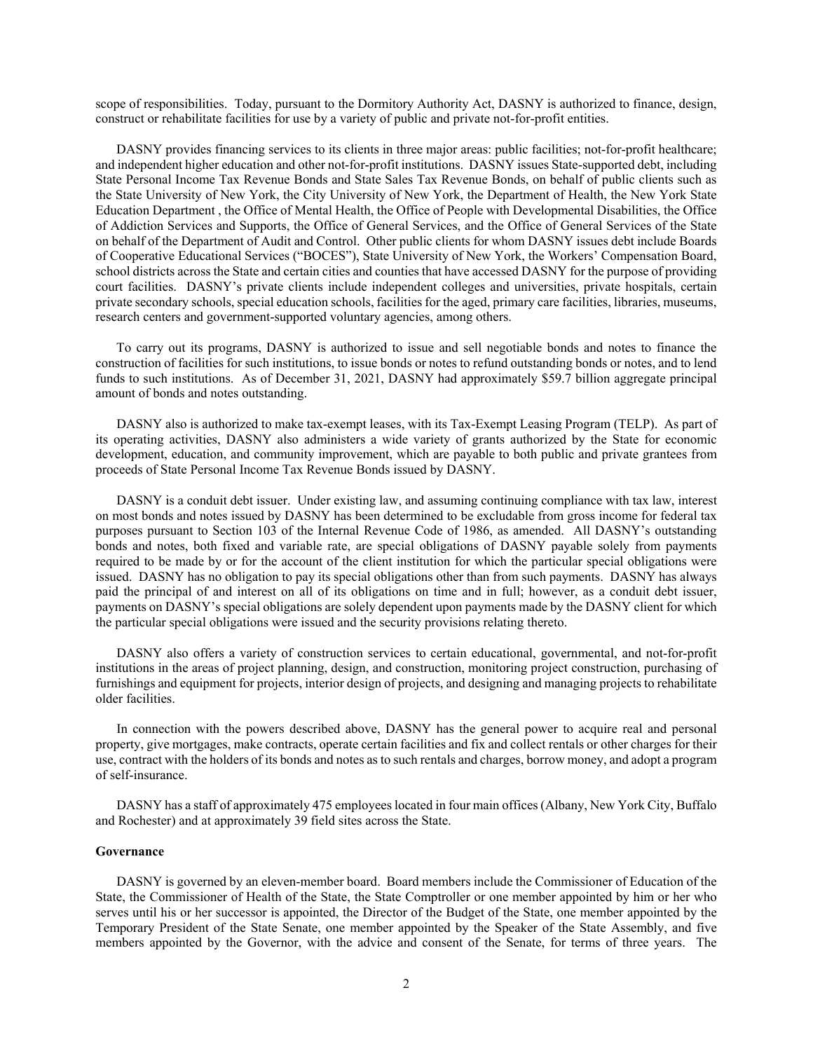scope of responsibilities. Today, pursuant to the Dormitory Authority Act, DASNY is authorized to finance, design, construct or rehabilitate facilities for use by a variety of public and private not-for-profit entities.

DASNY provides financing services to its clients in three major areas: public facilities; not-for-profit healthcare; and independent higher education and other not-for-profit institutions. DASNY issues State-supported debt, including State Personal Income Tax Revenue Bonds and State Sales Tax Revenue Bonds, on behalf of public clients such as the State University of New York, the City University of New York, the Department of Health, the New York State Education Department , the Office of Mental Health, the Office of People with Developmental Disabilities, the Office of Addiction Services and Supports, the Office of General Services, and the Office of General Services of the State on behalf of the Department of Audit and Control. Other public clients for whom DASNY issues debt include Boards of Cooperative Educational Services ("BOCES"), State University of New York, the Workers' Compensation Board, school districts across the State and certain cities and counties that have accessed DASNY for the purpose of providing court facilities. DASNY's private clients include independent colleges and universities, private hospitals, certain private secondary schools, special education schools, facilities for the aged, primary care facilities, libraries, museums, research centers and government-supported voluntary agencies, among others.

To carry out its programs, DASNY is authorized to issue and sell negotiable bonds and notes to finance the construction of facilities for such institutions, to issue bonds or notes to refund outstanding bonds or notes, and to lend funds to such institutions. As of December 31, 2021, DASNY had approximately $59.7 billion aggregate principal amount of bonds and notes outstanding.

DASNY also is authorized to make tax-exempt leases, with its Tax-Exempt Leasing Program (TELP). As part of its operating activities, DASNY also administers a wide variety of grants authorized by the State for economic development, education, and community improvement, which are payable to both public and private grantees from proceeds of State Personal Income Tax Revenue Bonds issued by DASNY.

DASNY is a conduit debt issuer. Under existing law, and assuming continuing compliance with tax law, interest on most bonds and notes issued by DASNY has been determined to be excludable from gross income for federal tax purposes pursuant to Section 103 of the Internal Revenue Code of 1986, as amended. All DASNY's outstanding bonds and notes, both fixed and variable rate, are special obligations of DASNY payable solely from payments required to be made by or for the account of the client institution for which the particular special obligations were issued. DASNY has no obligation to pay its special obligations other than from such payments. DASNY has always paid the principal of and interest on all of its obligations on time and in full; however, as a conduit debt issuer, payments on DASNY's special obligations are solely dependent upon payments made by the DASNY client for which the particular special obligations were issued and the security provisions relating thereto.

DASNY also offers a variety of construction services to certain educational, governmental, and not-for-profit institutions in the areas of project planning, design, and construction, monitoring project construction, purchasing of furnishings and equipment for projects, interior design of projects, and designing and managing projects to rehabilitate older facilities.

In connection with the powers described above, DASNY has the general power to acquire real and personal property, give mortgages, make contracts, operate certain facilities and fix and collect rentals or other charges for their use, contract with the holders of its bonds and notes as to such rentals and charges, borrow money, and adopt a program of self-insurance.

DASNY has a staff of approximately 475 employees located in four main offices (Albany, New York City, Buffalo and Rochester) and at approximately 39 field sites across the State.

**Governance**

DASNY is governed by an eleven-member board. Board members include the Commissioner of Education of the State, the Commissioner of Health of the State, the State Comptroller or one member appointed by him or her who serves until his or her successor is appointed, the Director of the Budget of the State, one member appointed by the Temporary President of the State Senate, one member appointed by the Speaker of the State Assembly, and five members appointed by the Governor, with the advice and consent of the Senate, for terms of three years. The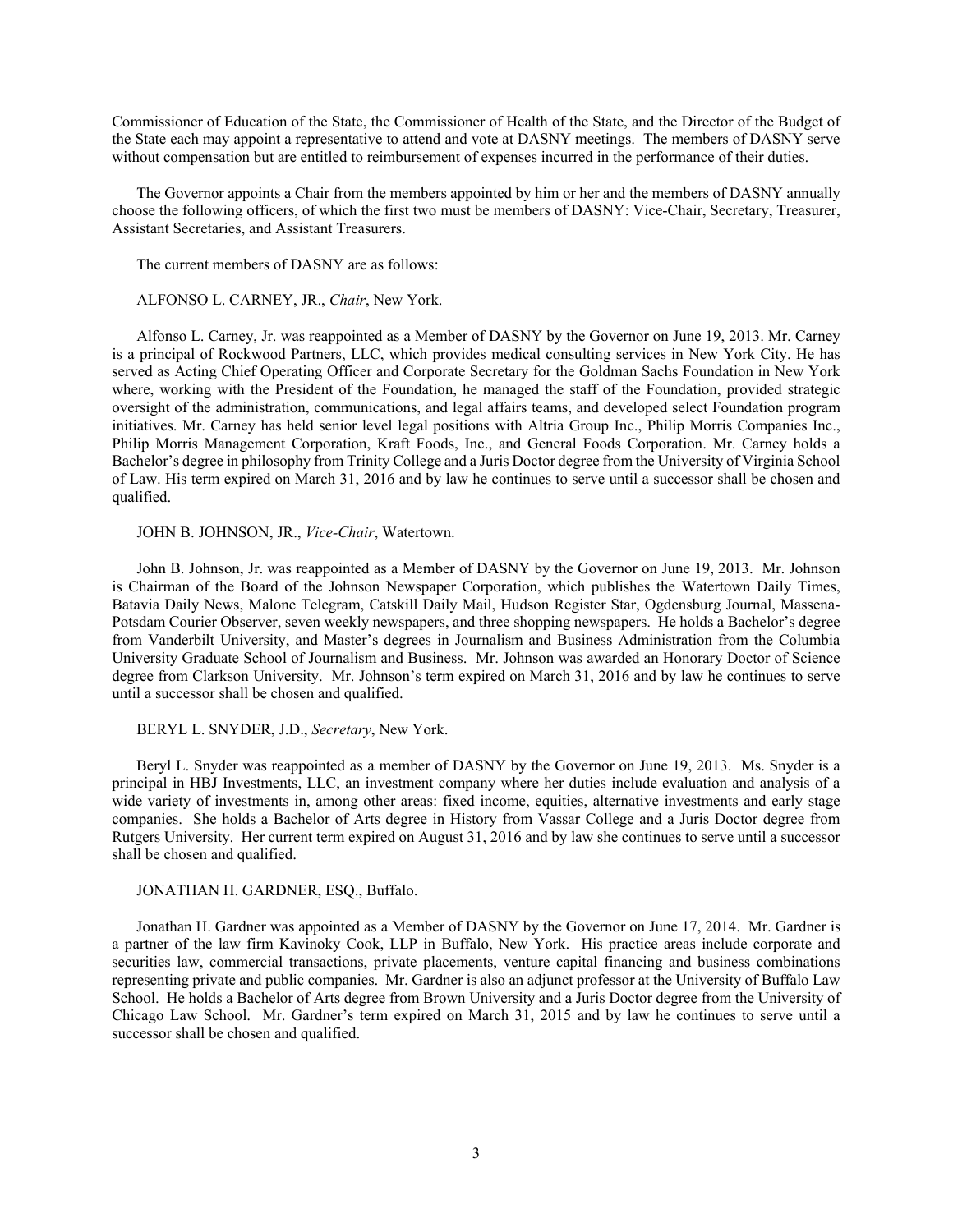Commissioner of Education of the State, the Commissioner of Health of the State, and the Director of the Budget of the State each may appoint a representative to attend and vote at DASNY meetings. The members of DASNY serve without compensation but are entitled to reimbursement of expenses incurred in the performance of their duties.

The Governor appoints a Chair from the members appointed by him or her and the members of DASNY annually choose the following officers, of which the first two must be members of DASNY: Vice-Chair, Secretary, Treasurer, Assistant Secretaries, and Assistant Treasurers.

The current members of DASNY are as follows:

ALFONSO L. CARNEY, JR., *Chair*, New York.

Alfonso L. Carney, Jr. was reappointed as a Member of DASNY by the Governor on June 19, 2013. Mr. Carney is a principal of Rockwood Partners, LLC, which provides medical consulting services in New York City. He has served as Acting Chief Operating Officer and Corporate Secretary for the Goldman Sachs Foundation in New York where, working with the President of the Foundation, he managed the staff of the Foundation, provided strategic oversight of the administration, communications, and legal affairs teams, and developed select Foundation program initiatives. Mr. Carney has held senior level legal positions with Altria Group Inc., Philip Morris Companies Inc., Philip Morris Management Corporation, Kraft Foods, Inc., and General Foods Corporation. Mr. Carney holds a Bachelor's degree in philosophy from Trinity College and a Juris Doctor degree from the University of Virginia School of Law. His term expired on March 31, 2016 and by law he continues to serve until a successor shall be chosen and qualified.

JOHN B. JOHNSON, JR., *Vice-Chair*, Watertown.

John B. Johnson, Jr. was reappointed as a Member of DASNY by the Governor on June 19, 2013. Mr. Johnson is Chairman of the Board of the Johnson Newspaper Corporation, which publishes the Watertown Daily Times, Batavia Daily News, Malone Telegram, Catskill Daily Mail, Hudson Register Star, Ogdensburg Journal, Massena-Potsdam Courier Observer, seven weekly newspapers, and three shopping newspapers. He holds a Bachelor's degree from Vanderbilt University, and Master's degrees in Journalism and Business Administration from the Columbia University Graduate School of Journalism and Business. Mr. Johnson was awarded an Honorary Doctor of Science degree from Clarkson University. Mr. Johnson's term expired on March 31, 2016 and by law he continues to serve until a successor shall be chosen and qualified.

BERYL L. SNYDER, J.D., *Secretary*, New York.

Beryl L. Snyder was reappointed as a member of DASNY by the Governor on June 19, 2013. Ms. Snyder is a principal in HBJ Investments, LLC, an investment company where her duties include evaluation and analysis of a wide variety of investments in, among other areas: fixed income, equities, alternative investments and early stage companies. She holds a Bachelor of Arts degree in History from Vassar College and a Juris Doctor degree from Rutgers University. Her current term expired on August 31, 2016 and by law she continues to serve until a successor shall be chosen and qualified.

JONATHAN H. GARDNER, ESQ., Buffalo.

Jonathan H. Gardner was appointed as a Member of DASNY by the Governor on June 17, 2014. Mr. Gardner is a partner of the law firm Kavinoky Cook, LLP in Buffalo, New York. His practice areas include corporate and securities law, commercial transactions, private placements, venture capital financing and business combinations representing private and public companies. Mr. Gardner is also an adjunct professor at the University of Buffalo Law School. He holds a Bachelor of Arts degree from Brown University and a Juris Doctor degree from the University of Chicago Law School. Mr. Gardner's term expired on March 31, 2015 and by law he continues to serve until a successor shall be chosen and qualified.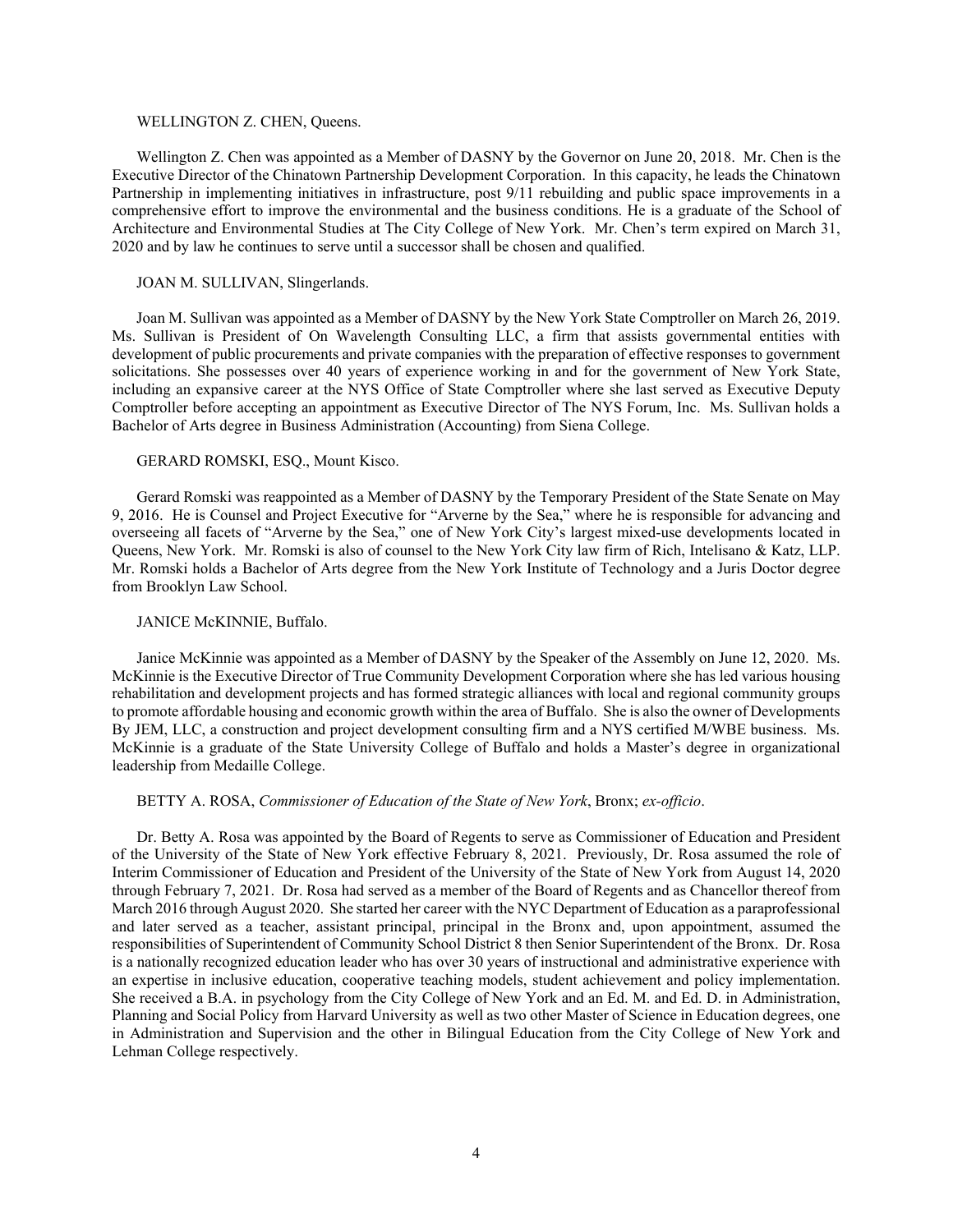WELLINGTON Z. CHEN, Queens.

Wellington Z. Chen was appointed as a Member of DASNY by the Governor on June 20, 2018. Mr. Chen is the Executive Director of the Chinatown Partnership Development Corporation. In this capacity, he leads the Chinatown Partnership in implementing initiatives in infrastructure, post 9/11 rebuilding and public space improvements in a comprehensive effort to improve the environmental and the business conditions. He is a graduate of the School of Architecture and Environmental Studies at The City College of New York. Mr. Chen's term expired on March 31, 2020 and by law he continues to serve until a successor shall be chosen and qualified.

JOAN M. SULLIVAN, Slingerlands.

Joan M. Sullivan was appointed as a Member of DASNY by the New York State Comptroller on March 26, 2019. Ms. Sullivan is President of On Wavelength Consulting LLC, a firm that assists governmental entities with development of public procurements and private companies with the preparation of effective responses to government solicitations. She possesses over 40 years of experience working in and for the government of New York State, including an expansive career at the NYS Office of State Comptroller where she last served as Executive Deputy Comptroller before accepting an appointment as Executive Director of The NYS Forum, Inc. Ms. Sullivan holds a Bachelor of Arts degree in Business Administration (Accounting) from Siena College.

GERARD ROMSKI, ESQ., Mount Kisco.

Gerard Romski was reappointed as a Member of DASNY by the Temporary President of the State Senate on May 9, 2016. He is Counsel and Project Executive for "Arverne by the Sea," where he is responsible for advancing and overseeing all facets of "Arverne by the Sea," one of New York City's largest mixed-use developments located in Queens, New York. Mr. Romski is also of counsel to the New York City law firm of Rich, Intelisano & Katz, LLP. Mr. Romski holds a Bachelor of Arts degree from the New York Institute of Technology and a Juris Doctor degree from Brooklyn Law School.

JANICE McKINNIE, Buffalo.

Janice McKinnie was appointed as a Member of DASNY by the Speaker of the Assembly on June 12, 2020. Ms. McKinnie is the Executive Director of True Community Development Corporation where she has led various housing rehabilitation and development projects and has formed strategic alliances with local and regional community groups to promote affordable housing and economic growth within the area of Buffalo. She is also the owner of Developments By JEM, LLC, a construction and project development consulting firm and a NYS certified M/WBE business. Ms. McKinnie is a graduate of the State University College of Buffalo and holds a Master's degree in organizational leadership from Medaille College.

BETTY A. ROSA, *Commissioner of Education of the State of New York*, Bronx; *ex-officio*.

Dr. Betty A. Rosa was appointed by the Board of Regents to serve as Commissioner of Education and President of the University of the State of New York effective February 8, 2021. Previously, Dr. Rosa assumed the role of Interim Commissioner of Education and President of the University of the State of New York from August 14, 2020 through February 7, 2021. Dr. Rosa had served as a member of the Board of Regents and as Chancellor thereof from March 2016 through August 2020. She started her career with the NYC Department of Education as a paraprofessional and later served as a teacher, assistant principal, principal in the Bronx and, upon appointment, assumed the responsibilities of Superintendent of Community School District 8 then Senior Superintendent of the Bronx. Dr. Rosa is a nationally recognized education leader who has over 30 years of instructional and administrative experience with an expertise in inclusive education, cooperative teaching models, student achievement and policy implementation. She received a B.A. in psychology from the City College of New York and an Ed. M. and Ed. D. in Administration, Planning and Social Policy from Harvard University as well as two other Master of Science in Education degrees, one in Administration and Supervision and the other in Bilingual Education from the City College of New York and Lehman College respectively.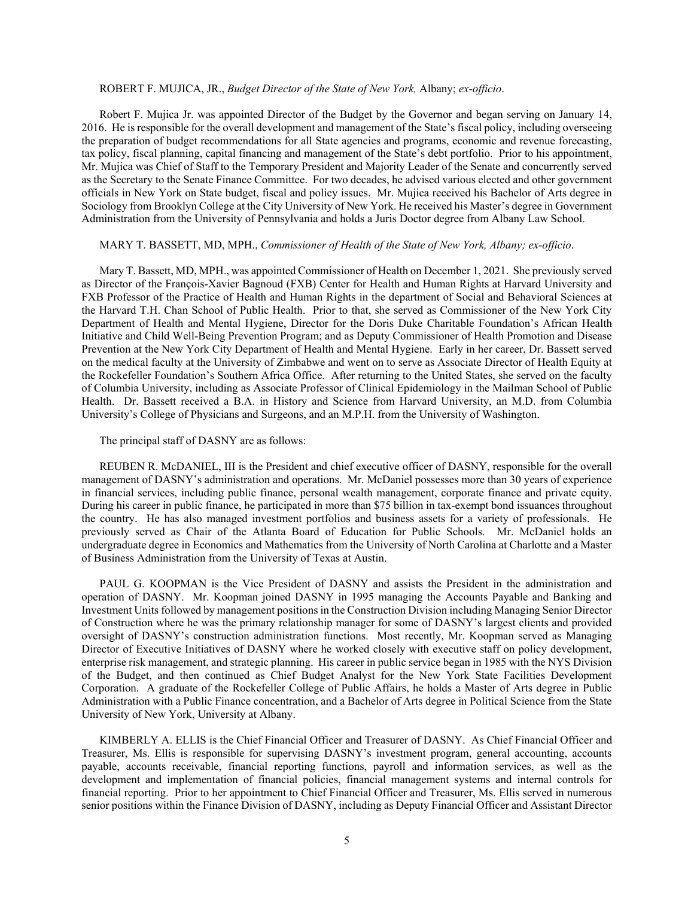ROBERT F. MUJICA, JR., *Budget Director of the State of New York,* Albany; *ex-officio*.

Robert F. Mujica Jr. was appointed Director of the Budget by the Governor and began serving on January 14, 2016. He is responsible for the overall development and management of the State's fiscal policy, including overseeing the preparation of budget recommendations for all State agencies and programs, economic and revenue forecasting, tax policy, fiscal planning, capital financing and management of the State's debt portfolio. Prior to his appointment, Mr. Mujica was Chief of Staff to the Temporary President and Majority Leader of the Senate and concurrently served as the Secretary to the Senate Finance Committee. For two decades, he advised various elected and other government officials in New York on State budget, fiscal and policy issues. Mr. Mujica received his Bachelor of Arts degree in Sociology from Brooklyn College at the City University of New York. He received his Master's degree in Government Administration from the University of Pennsylvania and holds a Juris Doctor degree from Albany Law School.

MARY T. BASSETT, MD, MPH., *Commissioner of Health of the State of New York, Albany; ex-officio*.

Mary T. Bassett, MD, MPH., was appointed Commissioner of Health on December 1, 2021. She previously served as Director of the François-Xavier Bagnoud (FXB) Center for Health and Human Rights at Harvard University and FXB Professor of the Practice of Health and Human Rights in the department of Social and Behavioral Sciences at the Harvard T.H. Chan School of Public Health. Prior to that, she served as Commissioner of the New York City Department of Health and Mental Hygiene, Director for the Doris Duke Charitable Foundation's African Health Initiative and Child Well-Being Prevention Program; and as Deputy Commissioner of Health Promotion and Disease Prevention at the New York City Department of Health and Mental Hygiene. Early in her career, Dr. Bassett served on the medical faculty at the University of Zimbabwe and went on to serve as Associate Director of Health Equity at the Rockefeller Foundation's Southern Africa Office. After returning to the United States, she served on the faculty of Columbia University, including as Associate Professor of Clinical Epidemiology in the Mailman School of Public Health. Dr. Bassett received a B.A. in History and Science from Harvard University, an M.D. from Columbia University's College of Physicians and Surgeons, and an M.P.H. from the University of Washington.

The principal staff of DASNY are as follows:

REUBEN R. McDANIEL, III is the President and chief executive officer of DASNY, responsible for the overall management of DASNY's administration and operations. Mr. McDaniel possesses more than 30 years of experience in financial services, including public finance, personal wealth management, corporate finance and private equity. During his career in public finance, he participated in more than $75 billion in tax-exempt bond issuances throughout the country. He has also managed investment portfolios and business assets for a variety of professionals. He previously served as Chair of the Atlanta Board of Education for Public Schools. Mr. McDaniel holds an undergraduate degree in Economics and Mathematics from the University of North Carolina at Charlotte and a Master of Business Administration from the University of Texas at Austin.

PAUL G. KOOPMAN is the Vice President of DASNY and assists the President in the administration and operation of DASNY. Mr. Koopman joined DASNY in 1995 managing the Accounts Payable and Banking and Investment Units followed by management positions in the Construction Division including Managing Senior Director of Construction where he was the primary relationship manager for some of DASNY's largest clients and provided oversight of DASNY's construction administration functions. Most recently, Mr. Koopman served as Managing Director of Executive Initiatives of DASNY where he worked closely with executive staff on policy development, enterprise risk management, and strategic planning. His career in public service began in 1985 with the NYS Division of the Budget, and then continued as Chief Budget Analyst for the New York State Facilities Development Corporation. A graduate of the Rockefeller College of Public Affairs, he holds a Master of Arts degree in Public Administration with a Public Finance concentration, and a Bachelor of Arts degree in Political Science from the State University of New York, University at Albany.

KIMBERLY A. ELLIS is the Chief Financial Officer and Treasurer of DASNY. As Chief Financial Officer and Treasurer, Ms. Ellis is responsible for supervising DASNY's investment program, general accounting, accounts payable, accounts receivable, financial reporting functions, payroll and information services, as well as the development and implementation of financial policies, financial management systems and internal controls for financial reporting. Prior to her appointment to Chief Financial Officer and Treasurer, Ms. Ellis served in numerous senior positions within the Finance Division of DASNY, including as Deputy Financial Officer and Assistant Director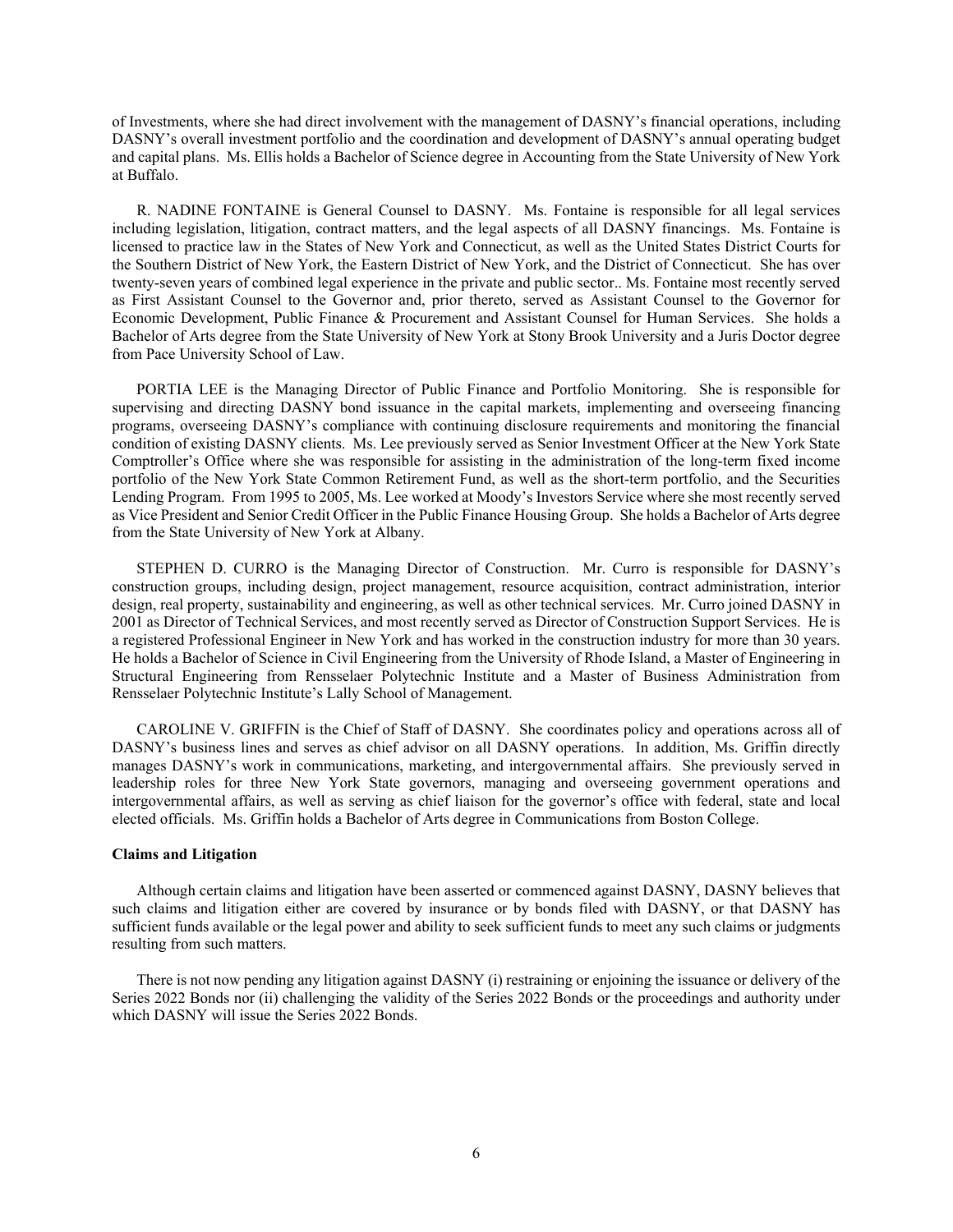of Investments, where she had direct involvement with the management of DASNY's financial operations, including DASNY's overall investment portfolio and the coordination and development of DASNY's annual operating budget and capital plans. Ms. Ellis holds a Bachelor of Science degree in Accounting from the State University of New York at Buffalo.

R. NADINE FONTAINE is General Counsel to DASNY. Ms. Fontaine is responsible for all legal services including legislation, litigation, contract matters, and the legal aspects of all DASNY financings. Ms. Fontaine is licensed to practice law in the States of New York and Connecticut, as well as the United States District Courts for the Southern District of New York, the Eastern District of New York, and the District of Connecticut. She has over twenty-seven years of combined legal experience in the private and public sector.. Ms. Fontaine most recently served as First Assistant Counsel to the Governor and, prior thereto, served as Assistant Counsel to the Governor for Economic Development, Public Finance & Procurement and Assistant Counsel for Human Services. She holds a Bachelor of Arts degree from the State University of New York at Stony Brook University and a Juris Doctor degree from Pace University School of Law.

PORTIA LEE is the Managing Director of Public Finance and Portfolio Monitoring. She is responsible for supervising and directing DASNY bond issuance in the capital markets, implementing and overseeing financing programs, overseeing DASNY's compliance with continuing disclosure requirements and monitoring the financial condition of existing DASNY clients. Ms. Lee previously served as Senior Investment Officer at the New York State Comptroller's Office where she was responsible for assisting in the administration of the long-term fixed income portfolio of the New York State Common Retirement Fund, as well as the short-term portfolio, and the Securities Lending Program. From 1995 to 2005, Ms. Lee worked at Moody's Investors Service where she most recently served as Vice President and Senior Credit Officer in the Public Finance Housing Group. She holds a Bachelor of Arts degree from the State University of New York at Albany.

STEPHEN D. CURRO is the Managing Director of Construction. Mr. Curro is responsible for DASNY's construction groups, including design, project management, resource acquisition, contract administration, interior design, real property, sustainability and engineering, as well as other technical services. Mr. Curro joined DASNY in 2001 as Director of Technical Services, and most recently served as Director of Construction Support Services. He is a registered Professional Engineer in New York and has worked in the construction industry for more than 30 years. He holds a Bachelor of Science in Civil Engineering from the University of Rhode Island, a Master of Engineering in Structural Engineering from Rensselaer Polytechnic Institute and a Master of Business Administration from Rensselaer Polytechnic Institute's Lally School of Management.

CAROLINE V. GRIFFIN is the Chief of Staff of DASNY. She coordinates policy and operations across all of DASNY's business lines and serves as chief advisor on all DASNY operations. In addition, Ms. Griffin directly manages DASNY's work in communications, marketing, and intergovernmental affairs. She previously served in leadership roles for three New York State governors, managing and overseeing government operations and intergovernmental affairs, as well as serving as chief liaison for the governor's office with federal, state and local elected officials. Ms. Griffin holds a Bachelor of Arts degree in Communications from Boston College.

**Claims and Litigation**

Although certain claims and litigation have been asserted or commenced against DASNY, DASNY believes that such claims and litigation either are covered by insurance or by bonds filed with DASNY, or that DASNY has sufficient funds available or the legal power and ability to seek sufficient funds to meet any such claims or judgments resulting from such matters.

There is not now pending any litigation against DASNY (i) restraining or enjoining the issuance or delivery of the Series 2022 Bonds nor (ii) challenging the validity of the Series 2022 Bonds or the proceedings and authority under which DASNY will issue the Series 2022 Bonds.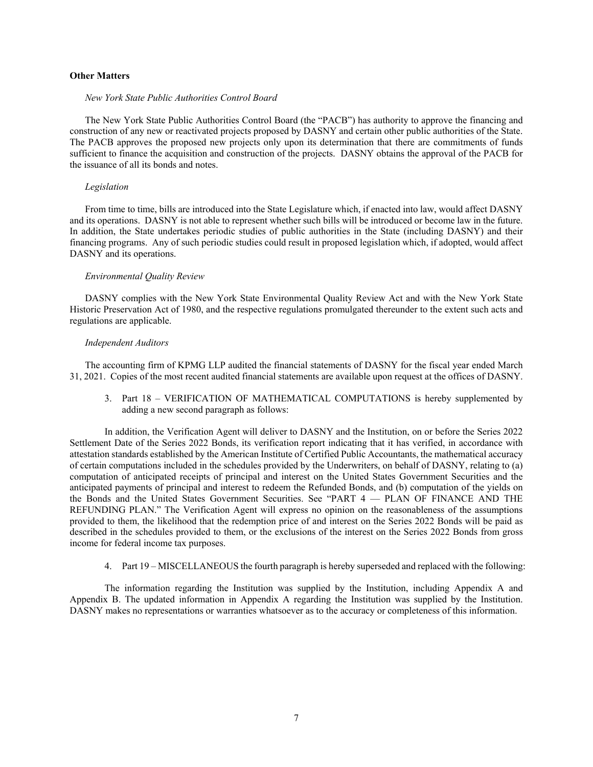**Other Matters**

*New York State Public Authorities Control Board*

The New York State Public Authorities Control Board (the "PACB") has authority to approve the financing and construction of any new or reactivated projects proposed by DASNY and certain other public authorities of the State. The PACB approves the proposed new projects only upon its determination that there are commitments of funds sufficient to finance the acquisition and construction of the projects. DASNY obtains the approval of the PACB for the issuance of all its bonds and notes.

*Legislation*

From time to time, bills are introduced into the State Legislature which, if enacted into law, would affect DASNY and its operations. DASNY is not able to represent whether such bills will be introduced or become law in the future. In addition, the State undertakes periodic studies of public authorities in the State (including DASNY) and their financing programs. Any of such periodic studies could result in proposed legislation which, if adopted, would affect DASNY and its operations.

*Environmental Quality Review*

DASNY complies with the New York State Environmental Quality Review Act and with the New York State Historic Preservation Act of 1980, and the respective regulations promulgated thereunder to the extent such acts and regulations are applicable.

*Independent Auditors*

The accounting firm of KPMG LLP audited the financial statements of DASNY for the fiscal year ended March 31, 2021. Copies of the most recent audited financial statements are available upon request at the offices of DASNY.

3. Part 18 – VERIFICATION OF MATHEMATICAL COMPUTATIONS is hereby supplemented by adding a new second paragraph as follows:

In addition, the Verification Agent will deliver to DASNY and the Institution, on or before the Series 2022 Settlement Date of the Series 2022 Bonds, its verification report indicating that it has verified, in accordance with attestation standards established by the American Institute of Certified Public Accountants, the mathematical accuracy of certain computations included in the schedules provided by the Underwriters, on behalf of DASNY, relating to (a) computation of anticipated receipts of principal and interest on the United States Government Securities and the anticipated payments of principal and interest to redeem the Refunded Bonds, and (b) computation of the yields on the Bonds and the United States Government Securities. See "PART 4 — PLAN OF FINANCE AND THE REFUNDING PLAN." The Verification Agent will express no opinion on the reasonableness of the assumptions provided to them, the likelihood that the redemption price of and interest on the Series 2022 Bonds will be paid as described in the schedules provided to them, or the exclusions of the interest on the Series 2022 Bonds from gross income for federal income tax purposes.

4. Part 19 – MISCELLANEOUS the fourth paragraph is hereby superseded and replaced with the following:

The information regarding the Institution was supplied by the Institution, including Appendix A and Appendix B. The updated information in Appendix A regarding the Institution was supplied by the Institution. DASNY makes no representations or warranties whatsoever as to the accuracy or completeness of this information.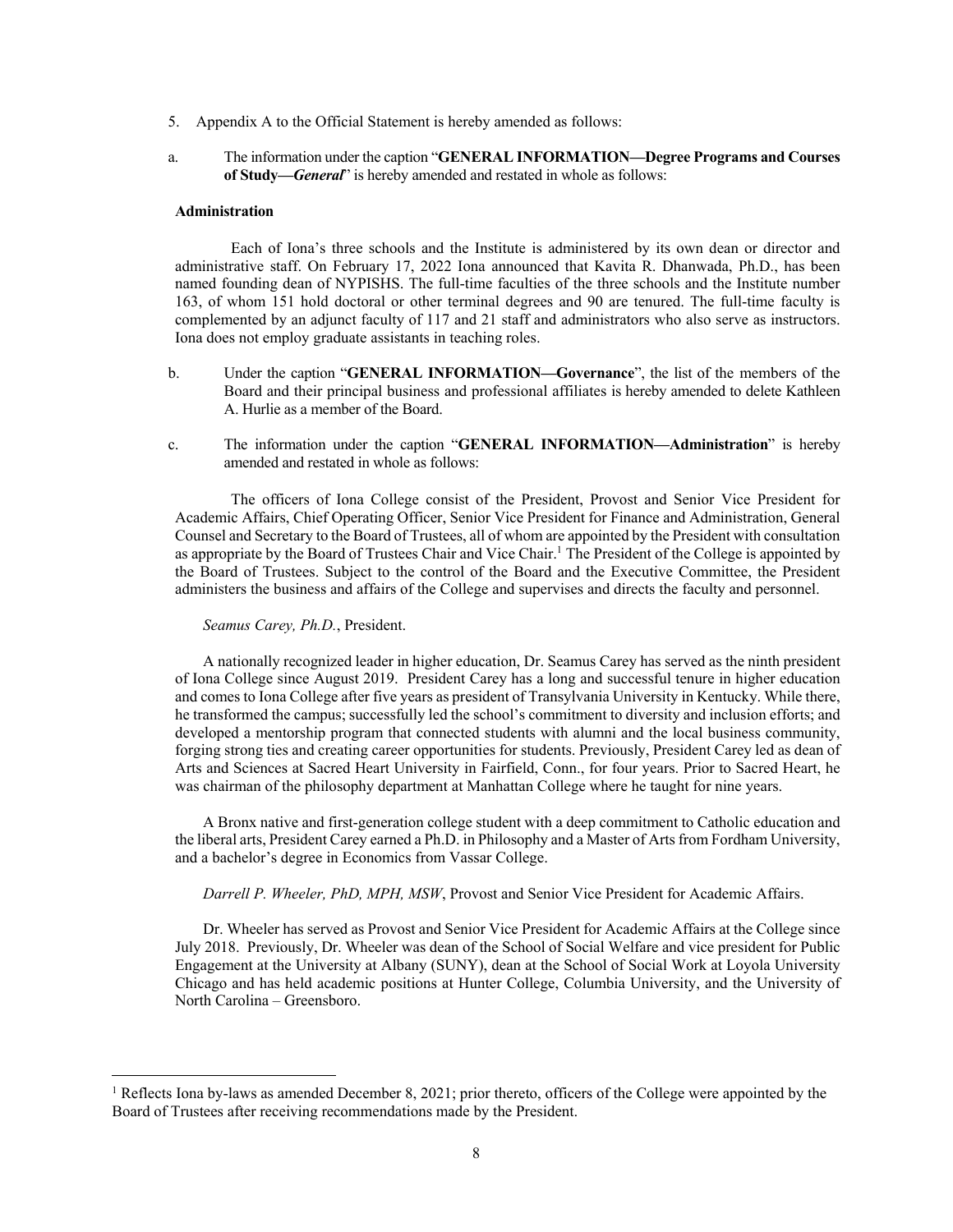5. Appendix A to the Official Statement is hereby amended as follows:

a. The information under the caption "**GENERAL INFORMATION—Degree Programs and Courses of Study—*General***" is hereby amended and restated in whole as follows:

**Administration**

Each of Iona's three schools and the Institute is administered by its own dean or director and administrative staff. On February 17, 2022 Iona announced that Kavita R. Dhanwada, Ph.D., has been named founding dean of NYPISHS. The full-time faculties of the three schools and the Institute number 163, of whom 151 hold doctoral or other terminal degrees and 90 are tenured. The full-time faculty is complemented by an adjunct faculty of 117 and 21 staff and administrators who also serve as instructors. Iona does not employ graduate assistants in teaching roles.

b. Under the caption "**GENERAL INFORMATION—Governance**", the list of the members of the Board and their principal business and professional affiliates is hereby amended to delete Kathleen A. Hurlie as a member of the Board.

c. The information under the caption "**GENERAL INFORMATION—Administration**" is hereby amended and restated in whole as follows:

The officers of Iona College consist of the President, Provost and Senior Vice President for Academic Affairs, Chief Operating Officer, Senior Vice President for Finance and Administration, General Counsel and Secretary to the Board of Trustees, all of whom are appointed by the President with consultation as appropriate by the Board of Trustees Chair and Vice Chair.[1] The President of the College is appointed by the Board of Trustees. Subject to the control of the Board and the Executive Committee, the President administers the business and affairs of the College and supervises and directs the faculty and personnel.

*Seamus Carey, Ph.D.*, President.

A nationally recognized leader in higher education, Dr. Seamus Carey has served as the ninth president of Iona College since August 2019. President Carey has a long and successful tenure in higher education and comes to Iona College after five years as president of Transylvania University in Kentucky. While there, he transformed the campus; successfully led the school's commitment to diversity and inclusion efforts; and developed a mentorship program that connected students with alumni and the local business community, forging strong ties and creating career opportunities for students. Previously, President Carey led as dean of Arts and Sciences at Sacred Heart University in Fairfield, Conn., for four years. Prior to Sacred Heart, he was chairman of the philosophy department at Manhattan College where he taught for nine years.

A Bronx native and first-generation college student with a deep commitment to Catholic education and the liberal arts, President Carey earned a Ph.D. in Philosophy and a Master of Arts from Fordham University, and a bachelor's degree in Economics from Vassar College.

*Darrell P. Wheeler, PhD, MPH, MSW*, Provost and Senior Vice President for Academic Affairs.

Dr. Wheeler has served as Provost and Senior Vice President for Academic Affairs at the College since July 2018. Previously, Dr. Wheeler was dean of the School of Social Welfare and vice president for Public Engagement at the University at Albany (SUNY), dean at the School of Social Work at Loyola University Chicago and has held academic positions at Hunter College, Columbia University, and the University of North Carolina – Greensboro.

[1] Reflects Iona by-laws as amended December 8, 2021; prior thereto, officers of the College were appointed by the Board of Trustees after receiving recommendations made by the President.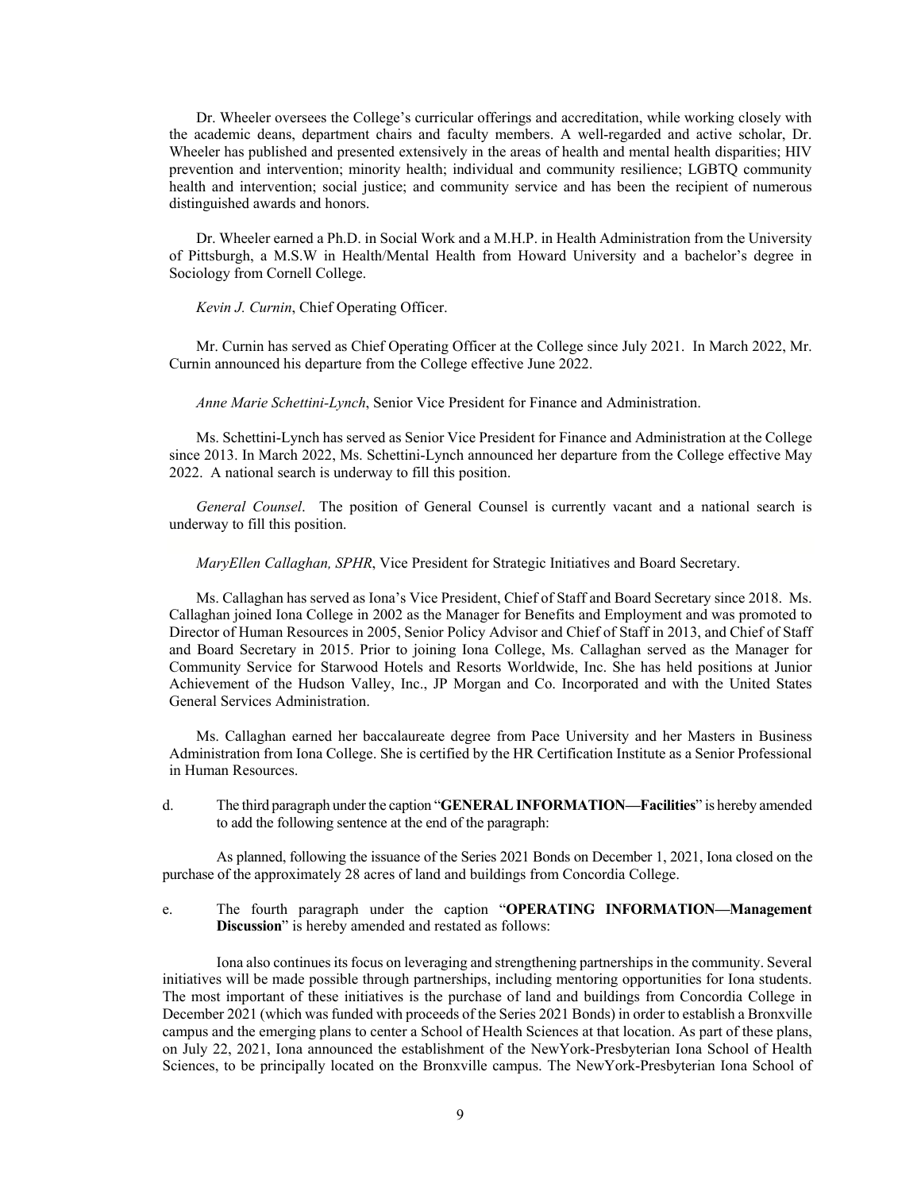Dr. Wheeler oversees the College's curricular offerings and accreditation, while working closely with the academic deans, department chairs and faculty members. A well-regarded and active scholar, Dr. Wheeler has published and presented extensively in the areas of health and mental health disparities; HIV prevention and intervention; minority health; individual and community resilience; LGBTQ community health and intervention; social justice; and community service and has been the recipient of numerous distinguished awards and honors.

Dr. Wheeler earned a Ph.D. in Social Work and a M.H.P. in Health Administration from the University of Pittsburgh, a M.S.W in Health/Mental Health from Howard University and a bachelor's degree in Sociology from Cornell College.

*Kevin J. Curnin*, Chief Operating Officer.

Mr. Curnin has served as Chief Operating Officer at the College since July 2021. In March 2022, Mr. Curnin announced his departure from the College effective June 2022.

*Anne Marie Schettini-Lynch*, Senior Vice President for Finance and Administration.

Ms. Schettini-Lynch has served as Senior Vice President for Finance and Administration at the College since 2013. In March 2022, Ms. Schettini-Lynch announced her departure from the College effective May 2022. A national search is underway to fill this position.

*General Counsel*. The position of General Counsel is currently vacant and a national search is underway to fill this position.

*MaryEllen Callaghan, SPHR*, Vice President for Strategic Initiatives and Board Secretary.

Ms. Callaghan has served as Iona's Vice President, Chief of Staff and Board Secretary since 2018. Ms. Callaghan joined Iona College in 2002 as the Manager for Benefits and Employment and was promoted to Director of Human Resources in 2005, Senior Policy Advisor and Chief of Staff in 2013, and Chief of Staff and Board Secretary in 2015. Prior to joining Iona College, Ms. Callaghan served as the Manager for Community Service for Starwood Hotels and Resorts Worldwide, Inc. She has held positions at Junior Achievement of the Hudson Valley, Inc., JP Morgan and Co. Incorporated and with the United States General Services Administration.

Ms. Callaghan earned her baccalaureate degree from Pace University and her Masters in Business Administration from Iona College. She is certified by the HR Certification Institute as a Senior Professional in Human Resources.

d. The third paragraph under the caption "**GENERAL INFORMATION—Facilities**" is hereby amended to add the following sentence at the end of the paragraph:

As planned, following the issuance of the Series 2021 Bonds on December 1, 2021, Iona closed on the purchase of the approximately 28 acres of land and buildings from Concordia College.

e. The fourth paragraph under the caption "**OPERATING INFORMATION—Management Discussion**" is hereby amended and restated as follows:

Iona also continues its focus on leveraging and strengthening partnerships in the community. Several initiatives will be made possible through partnerships, including mentoring opportunities for Iona students. The most important of these initiatives is the purchase of land and buildings from Concordia College in December 2021 (which was funded with proceeds of the Series 2021 Bonds) in order to establish a Bronxville campus and the emerging plans to center a School of Health Sciences at that location. As part of these plans, on July 22, 2021, Iona announced the establishment of the NewYork-Presbyterian Iona School of Health Sciences, to be principally located on the Bronxville campus. The NewYork-Presbyterian Iona School of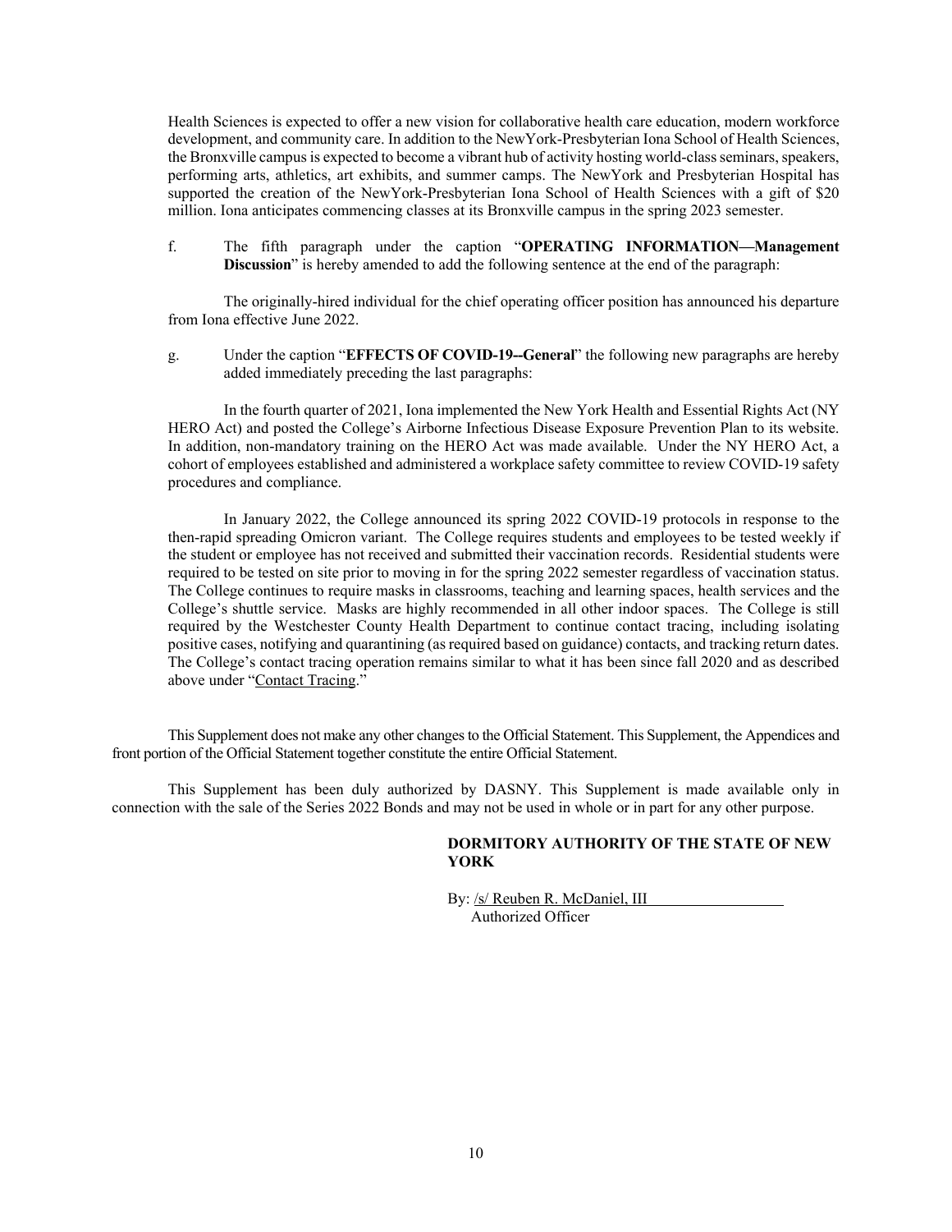Health Sciences is expected to offer a new vision for collaborative health care education, modern workforce development, and community care. In addition to the NewYork-Presbyterian Iona School of Health Sciences, the Bronxville campus is expected to become a vibrant hub of activity hosting world-class seminars, speakers, performing arts, athletics, art exhibits, and summer camps. The NewYork and Presbyterian Hospital has supported the creation of the NewYork-Presbyterian Iona School of Health Sciences with a gift of $20 million. Iona anticipates commencing classes at its Bronxville campus in the spring 2023 semester.

f. The fifth paragraph under the caption "**OPERATING INFORMATION—Management Discussion**" is hereby amended to add the following sentence at the end of the paragraph:

The originally-hired individual for the chief operating officer position has announced his departure from Iona effective June 2022.

g. Under the caption "**EFFECTS OF COVID-19--General**" the following new paragraphs are hereby added immediately preceding the last paragraphs:

In the fourth quarter of 2021, Iona implemented the New York Health and Essential Rights Act (NY HERO Act) and posted the College's Airborne Infectious Disease Exposure Prevention Plan to its website. In addition, non-mandatory training on the HERO Act was made available. Under the NY HERO Act, a cohort of employees established and administered a workplace safety committee to review COVID-19 safety procedures and compliance.

In January 2022, the College announced its spring 2022 COVID-19 protocols in response to the then-rapid spreading Omicron variant. The College requires students and employees to be tested weekly if the student or employee has not received and submitted their vaccination records. Residential students were required to be tested on site prior to moving in for the spring 2022 semester regardless of vaccination status. The College continues to require masks in classrooms, teaching and learning spaces, health services and the College's shuttle service. Masks are highly recommended in all other indoor spaces. The College is still required by the Westchester County Health Department to continue contact tracing, including isolating positive cases, notifying and quarantining (as required based on guidance) contacts, and tracking return dates. The College's contact tracing operation remains similar to what it has been since fall 2020 and as described above under "Contact Tracing."

This Supplement does not make any other changes to the Official Statement. This Supplement, the Appendices and front portion of the Official Statement together constitute the entire Official Statement.

This Supplement has been duly authorized by DASNY. This Supplement is made available only in connection with the sale of the Series 2022 Bonds and may not be used in whole or in part for any other purpose.

**DORMITORY AUTHORITY OF THE STATE OF NEW YORK**

By: /s/ Reuben R. McDaniel, III
Authorized Officer